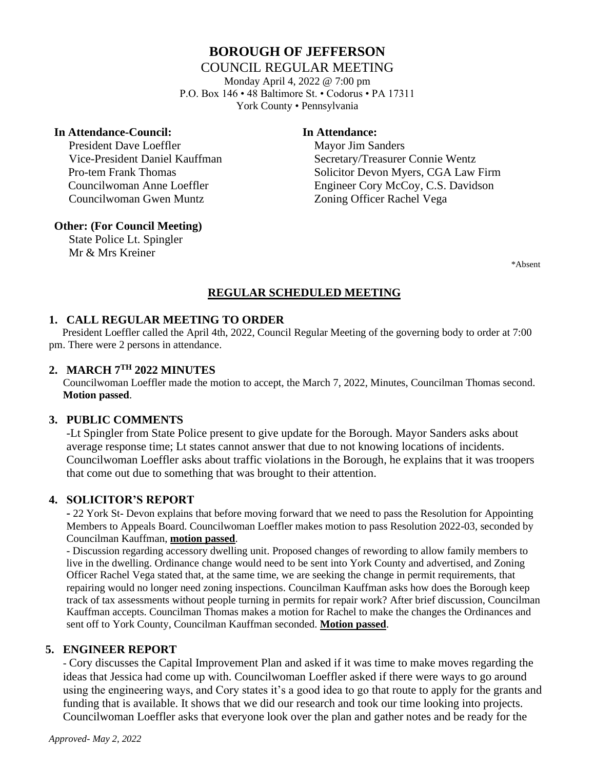# BOROUGH OF JEFFERSON

COUNCIL REGULAR MEETING

Monday April 4, 2022 @ 7:00 pm
P.O. Box 146 • 48 Baltimore St. • Codorus • PA 17311
York County • Pennsylvania

**In Attendance-Council:**

President Dave Loeffler
Vice-President Daniel Kauffman
Pro-tem Frank Thomas
Councilwoman Anne Loeffler
Councilwoman Gwen Muntz

**In Attendance:**

Mayor Jim Sanders
Secretary/Treasurer Connie Wentz
Solicitor Devon Myers, CGA Law Firm
Engineer Cory McCoy, C.S. Davidson
Zoning Officer Rachel Vega

**Other: (For Council Meeting)**

State Police Lt. Spingler
Mr & Mrs Kreiner

*Absent

## REGULAR SCHEDULED MEETING

### 1. CALL REGULAR MEETING TO ORDER

President Loeffler called the April 4th, 2022, Council Regular Meeting of the governing body to order at 7:00 pm. There were 2 persons in attendance.

### 2. MARCH 7TH 2022 MINUTES

Councilwoman Loeffler made the motion to accept, the March 7, 2022, Minutes, Councilman Thomas second. **Motion passed**.

### 3. PUBLIC COMMENTS

-Lt Spingler from State Police present to give update for the Borough. Mayor Sanders asks about average response time; Lt states cannot answer that due to not knowing locations of incidents. Councilwoman Loeffler asks about traffic violations in the Borough, he explains that it was troopers that come out due to something that was brought to their attention.

### 4. SOLICITOR'S REPORT

- 22 York St- Devon explains that before moving forward that we need to pass the Resolution for Appointing Members to Appeals Board. Councilwoman Loeffler makes motion to pass Resolution 2022-03, seconded by Councilman Kauffman, **motion passed**.
- Discussion regarding accessory dwelling unit. Proposed changes of rewording to allow family members to live in the dwelling. Ordinance change would need to be sent into York County and advertised, and Zoning Officer Rachel Vega stated that, at the same time, we are seeking the change in permit requirements, that repairing would no longer need zoning inspections. Councilman Kauffman asks how does the Borough keep track of tax assessments without people turning in permits for repair work? After brief discussion, Councilman Kauffman accepts. Councilman Thomas makes a motion for Rachel to make the changes the Ordinances and sent off to York County, Councilman Kauffman seconded. **Motion passed**.

### 5. ENGINEER REPORT

- Cory discusses the Capital Improvement Plan and asked if it was time to make moves regarding the ideas that Jessica had come up with. Councilwoman Loeffler asked if there were ways to go around using the engineering ways, and Cory states it's a good idea to go that route to apply for the grants and funding that is available. It shows that we did our research and took our time looking into projects. Councilwoman Loeffler asks that everyone look over the plan and gather notes and be ready for the

*Approved- May 2, 2022*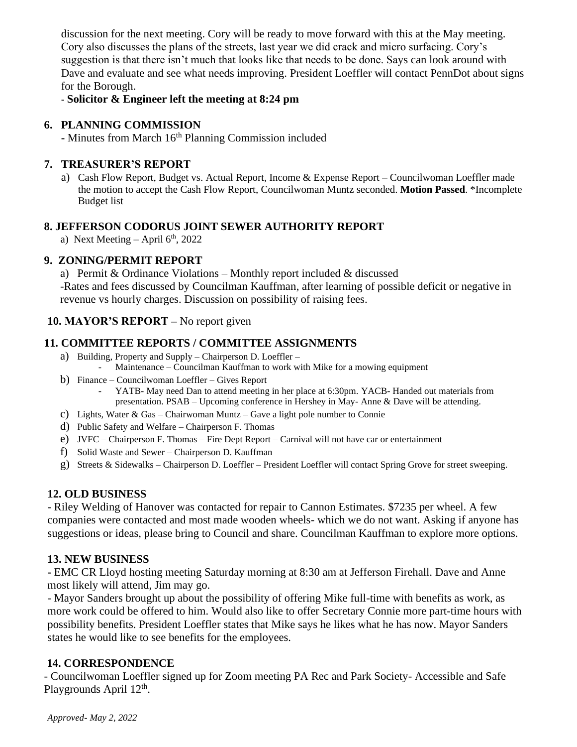discussion for the next meeting. Cory will be ready to move forward with this at the May meeting. Cory also discusses the plans of the streets, last year we did crack and micro surfacing. Cory's suggestion is that there isn't much that looks like that needs to be done. Says can look around with Dave and evaluate and see what needs improving. President Loeffler will contact PennDot about signs for the Borough.

- **Solicitor & Engineer left the meeting at 8:24 pm**

## 6. PLANNING COMMISSION

- Minutes from March 16th Planning Commission included

## 7. TREASURER'S REPORT

a) Cash Flow Report, Budget vs. Actual Report, Income & Expense Report – Councilwoman Loeffler made the motion to accept the Cash Flow Report, Councilwoman Muntz seconded. **Motion Passed**. *Incomplete Budget list

## 8. JEFFERSON CODORUS JOINT SEWER AUTHORITY REPORT

a) Next Meeting – April 6th, 2022

## 9. ZONING/PERMIT REPORT

a) Permit & Ordinance Violations – Monthly report included & discussed

-Rates and fees discussed by Councilman Kauffman, after learning of possible deficit or negative in revenue vs hourly charges. Discussion on possibility of raising fees.

## 10. MAYOR'S REPORT – No report given

## 11. COMMITTEE REPORTS / COMMITTEE ASSIGNMENTS

a) Building, Property and Supply – Chairperson D. Loeffler –
   - Maintenance – Councilman Kauffman to work with Mike for a mowing equipment

b) Finance – Councilwoman Loeffler – Gives Report
   - YATB- May need Dan to attend meeting in her place at 6:30pm. YACB- Handed out materials from presentation. PSAB – Upcoming conference in Hershey in May- Anne & Dave will be attending.

c) Lights, Water & Gas – Chairwoman Muntz – Gave a light pole number to Connie

d) Public Safety and Welfare – Chairperson F. Thomas

e) JVFC – Chairperson F. Thomas – Fire Dept Report – Carnival will not have car or entertainment

f) Solid Waste and Sewer – Chairperson D. Kauffman

g) Streets & Sidewalks – Chairperson D. Loeffler – President Loeffler will contact Spring Grove for street sweeping.

## 12. OLD BUSINESS

- Riley Welding of Hanover was contacted for repair to Cannon Estimates. $7235 per wheel. A few companies were contacted and most made wooden wheels- which we do not want. Asking if anyone has suggestions or ideas, please bring to Council and share. Councilman Kauffman to explore more options.

## 13. NEW BUSINESS

- EMC CR Lloyd hosting meeting Saturday morning at 8:30 am at Jefferson Firehall. Dave and Anne most likely will attend, Jim may go.

- Mayor Sanders brought up about the possibility of offering Mike full-time with benefits as work, as more work could be offered to him. Would also like to offer Secretary Connie more part-time hours with possibility benefits. President Loeffler states that Mike says he likes what he has now. Mayor Sanders states he would like to see benefits for the employees.

## 14. CORRESPONDENCE

- Councilwoman Loeffler signed up for Zoom meeting PA Rec and Park Society- Accessible and Safe Playgrounds April 12th.

*Approved- May 2, 2022*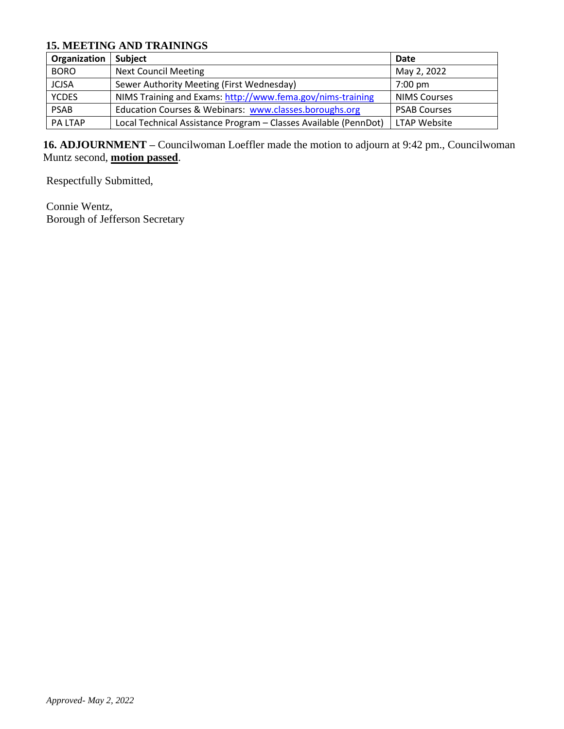## 15. MEETING AND TRAININGS

| Organization | Subject | Date |
| --- | --- | --- |
| BORO | Next Council Meeting | May 2, 2022 |
| JCJSA | Sewer Authority Meeting (First Wednesday) | 7:00 pm |
| YCDES | NIMS Training and Exams: http://www.fema.gov/nims-training | NIMS Courses |
| PSAB | Education Courses & Webinars: www.classes.boroughs.org | PSAB Courses |
| PA LTAP | Local Technical Assistance Program – Classes Available (PennDot) | LTAP Website |

**16. ADJOURNMENT –** Councilwoman Loeffler made the motion to adjourn at 9:42 pm., Councilwoman Muntz second, **motion passed**.

Respectfully Submitted,

Connie Wentz,
Borough of Jefferson Secretary

*Approved- May 2, 2022*